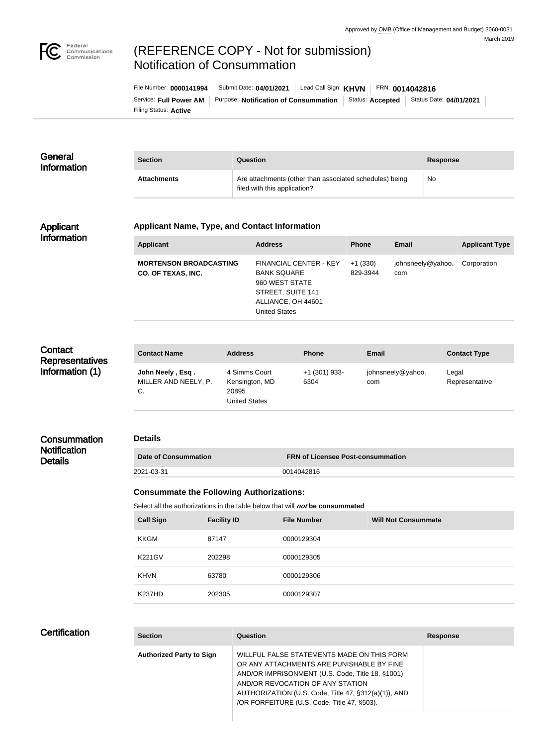Approved by OMB (Office of Management and Budget) 3060-0031
March 2019

# (REFERENCE COPY - Not for submission) Notification of Consummation

File Number: **0000141994** | Submit Date: **04/01/2021** | Lead Call Sign: **KHVN** | FRN: **0014042816**

Service: **Full Power AM** | Purpose: **Notification of Consummation** | Status: **Accepted** | Status Date: **04/01/2021**

Filing Status: **Active**

## General Information

| Section | Question | Response |
| --- | --- | --- |
| **Attachments** | Are attachments (other than associated schedules) being filed with this application? | No |

## Applicant Information

### Applicant Name, Type, and Contact Information

| Applicant | Address | Phone | Email | Applicant Type |
| --- | --- | --- | --- | --- |
| **MORTENSON BROADCASTING CO. OF TEXAS, INC.** | FINANCIAL CENTER - KEY BANK SQUARE 960 WEST STATE STREET, SUITE 141 ALLIANCE, OH 44601 United States | +1 (330) 829-3944 | johnsneely@yahoo.com | Corporation |

## Contact Representatives Information (1)

| Contact Name | Address | Phone | Email | Contact Type |
| --- | --- | --- | --- | --- |
| **John Neely , Esq .** MILLER AND NEELY, P. C. | 4 Simms Court Kensington, MD 20895 United States | +1 (301) 933-6304 | johnsneely@yahoo.com | Legal Representative |

## Consummation Notification Details

### Details

| Date of Consummation | FRN of Licensee Post-consummation |
| --- | --- |
| 2021-03-31 | 0014042816 |

### Consummate the Following Authorizations:

Select all the authorizations in the table below that will ***not*** **be consummated**

| Call Sign | Facility ID | File Number | Will Not Consummate |
| --- | --- | --- | --- |
| KKGM | 87147 | 0000129304 | |
| K221GV | 202298 | 0000129305 | |
| KHVN | 63780 | 0000129306 | |
| K237HD | 202305 | 0000129307 | |

## Certification

| Section | Question | Response |
| --- | --- | --- |
| **Authorized Party to Sign** | WILLFUL FALSE STATEMENTS MADE ON THIS FORM OR ANY ATTACHMENTS ARE PUNISHABLE BY FINE AND/OR IMPRISONMENT (U.S. Code, Title 18, §1001) AND/OR REVOCATION OF ANY STATION AUTHORIZATION (U.S. Code, Title 47, §312(a)(1)), AND /OR FORFEITURE (U.S. Code, Title 47, §503). | |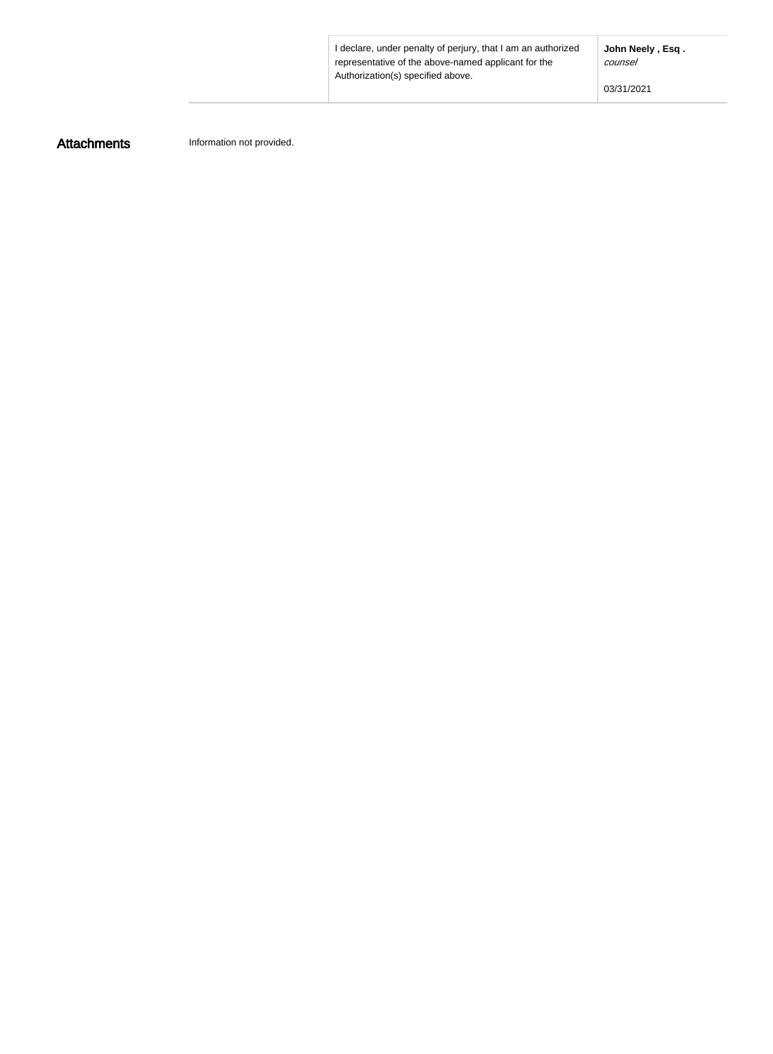| | | |
|---|---|---|
| | I declare, under penalty of perjury, that I am an authorized representative of the above-named applicant for the Authorization(s) specified above. | **John Neely , Esq .**<br>*counsel*<br><br>03/31/2021 |

## Attachments

Information not provided.